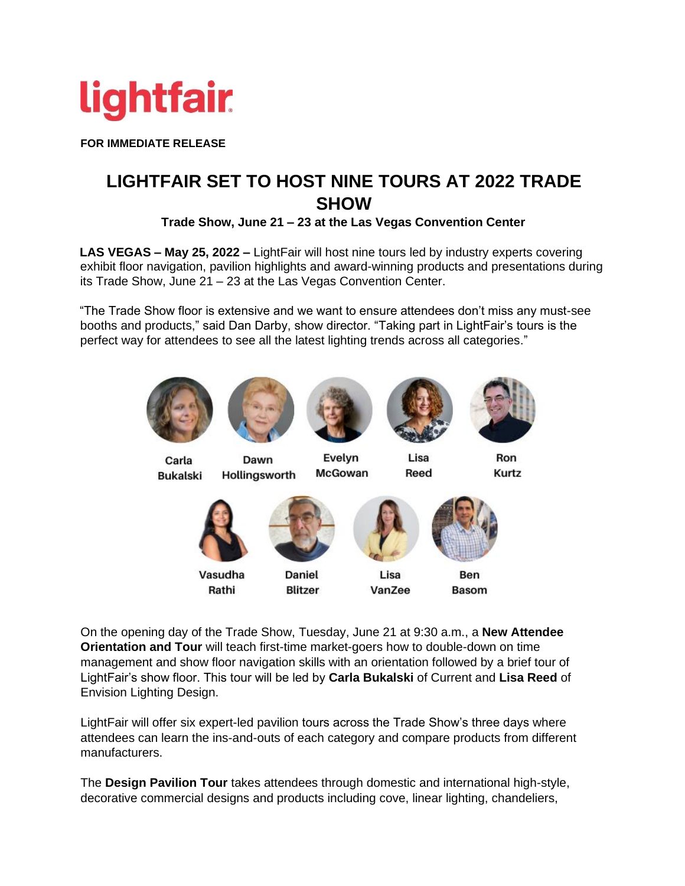lightfair

**FOR IMMEDIATE RELEASE**

# LIGHTFAIR SET TO HOST NINE TOURS AT 2022 TRADE SHOW

**Trade Show, June 21 – 23 at the Las Vegas Convention Center**

**LAS VEGAS – May 25, 2022 –** LightFair will host nine tours led by industry experts covering exhibit floor navigation, pavilion highlights and award-winning products and presentations during its Trade Show, June 21 – 23 at the Las Vegas Convention Center.

"The Trade Show floor is extensive and we want to ensure attendees don't miss any must-see booths and products," said Dan Darby, show director. "Taking part in LightFair's tours is the perfect way for attendees to see all the latest lighting trends across all categories."

Carla Bukalski, Dawn Hollingsworth, Evelyn McGowan, Lisa Reed, Ron Kurtz

Vasudha Rathi, Daniel Blitzer, Lisa VanZee, Ben Basom

On the opening day of the Trade Show, Tuesday, June 21 at 9:30 a.m., a **New Attendee Orientation and Tour** will teach first-time market-goers how to double-down on time management and show floor navigation skills with an orientation followed by a brief tour of LightFair's show floor. This tour will be led by **Carla Bukalski** of Current and **Lisa Reed** of Envision Lighting Design.

LightFair will offer six expert-led pavilion tours across the Trade Show's three days where attendees can learn the ins-and-outs of each category and compare products from different manufacturers.

The **Design Pavilion Tour** takes attendees through domestic and international high-style, decorative commercial designs and products including cove, linear lighting, chandeliers,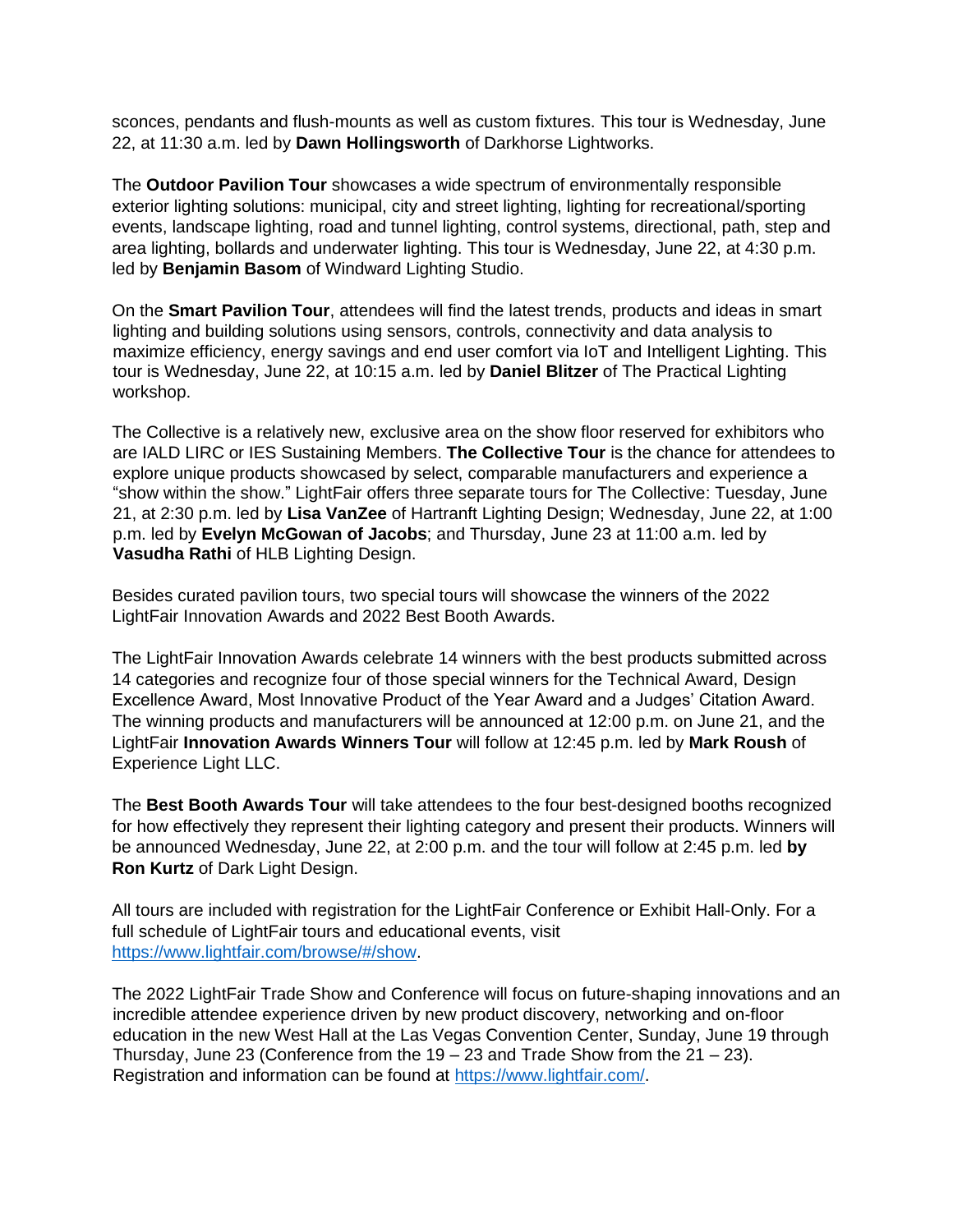sconces, pendants and flush-mounts as well as custom fixtures. This tour is Wednesday, June 22, at 11:30 a.m. led by **Dawn Hollingsworth** of Darkhorse Lightworks.

The **Outdoor Pavilion Tour** showcases a wide spectrum of environmentally responsible exterior lighting solutions: municipal, city and street lighting, lighting for recreational/sporting events, landscape lighting, road and tunnel lighting, control systems, directional, path, step and area lighting, bollards and underwater lighting. This tour is Wednesday, June 22, at 4:30 p.m. led by **Benjamin Basom** of Windward Lighting Studio.

On the **Smart Pavilion Tour**, attendees will find the latest trends, products and ideas in smart lighting and building solutions using sensors, controls, connectivity and data analysis to maximize efficiency, energy savings and end user comfort via IoT and Intelligent Lighting. This tour is Wednesday, June 22, at 10:15 a.m. led by **Daniel Blitzer** of The Practical Lighting workshop.

The Collective is a relatively new, exclusive area on the show floor reserved for exhibitors who are IALD LIRC or IES Sustaining Members. **The Collective Tour** is the chance for attendees to explore unique products showcased by select, comparable manufacturers and experience a "show within the show." LightFair offers three separate tours for The Collective: Tuesday, June 21, at 2:30 p.m. led by **Lisa VanZee** of Hartranft Lighting Design; Wednesday, June 22, at 1:00 p.m. led by **Evelyn McGowan of Jacobs**; and Thursday, June 23 at 11:00 a.m. led by **Vasudha Rathi** of HLB Lighting Design.

Besides curated pavilion tours, two special tours will showcase the winners of the 2022 LightFair Innovation Awards and 2022 Best Booth Awards.

The LightFair Innovation Awards celebrate 14 winners with the best products submitted across 14 categories and recognize four of those special winners for the Technical Award, Design Excellence Award, Most Innovative Product of the Year Award and a Judges' Citation Award. The winning products and manufacturers will be announced at 12:00 p.m. on June 21, and the LightFair **Innovation Awards Winners Tour** will follow at 12:45 p.m. led by **Mark Roush** of Experience Light LLC.

The **Best Booth Awards Tour** will take attendees to the four best-designed booths recognized for how effectively they represent their lighting category and present their products. Winners will be announced Wednesday, June 22, at 2:00 p.m. and the tour will follow at 2:45 p.m. led **by Ron Kurtz** of Dark Light Design.

All tours are included with registration for the LightFair Conference or Exhibit Hall-Only. For a full schedule of LightFair tours and educational events, visit [https://www.lightfair.com/browse/#/show](https://www.lightfair.com/browse/#/show).

The 2022 LightFair Trade Show and Conference will focus on future-shaping innovations and an incredible attendee experience driven by new product discovery, networking and on-floor education in the new West Hall at the Las Vegas Convention Center, Sunday, June 19 through Thursday, June 23 (Conference from the 19 – 23 and Trade Show from the 21 – 23). Registration and information can be found at [https://www.lightfair.com/](https://www.lightfair.com/).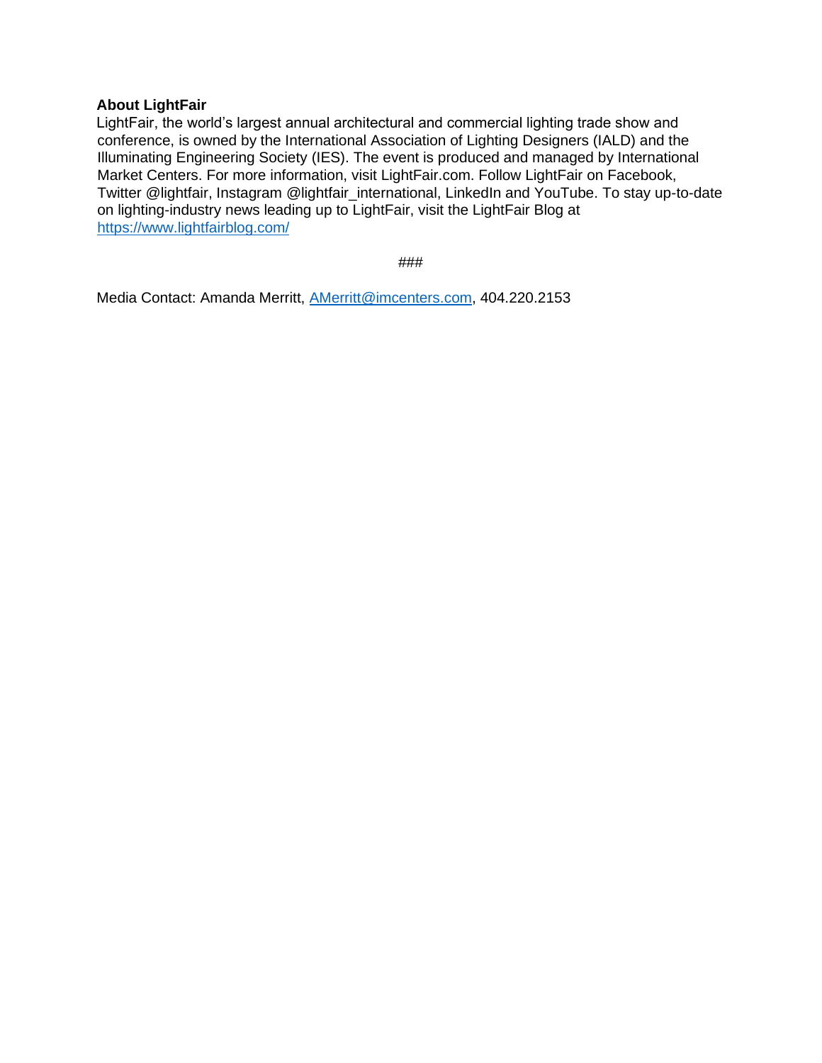**About LightFair**

LightFair, the world's largest annual architectural and commercial lighting trade show and conference, is owned by the International Association of Lighting Designers (IALD) and the Illuminating Engineering Society (IES). The event is produced and managed by International Market Centers. For more information, visit LightFair.com. Follow LightFair on Facebook, Twitter @lightfair, Instagram @lightfair_international, LinkedIn and YouTube. To stay up-to-date on lighting-industry news leading up to LightFair, visit the LightFair Blog at https://www.lightfairblog.com/

###

Media Contact: Amanda Merritt, AMerritt@imcenters.com, 404.220.2153